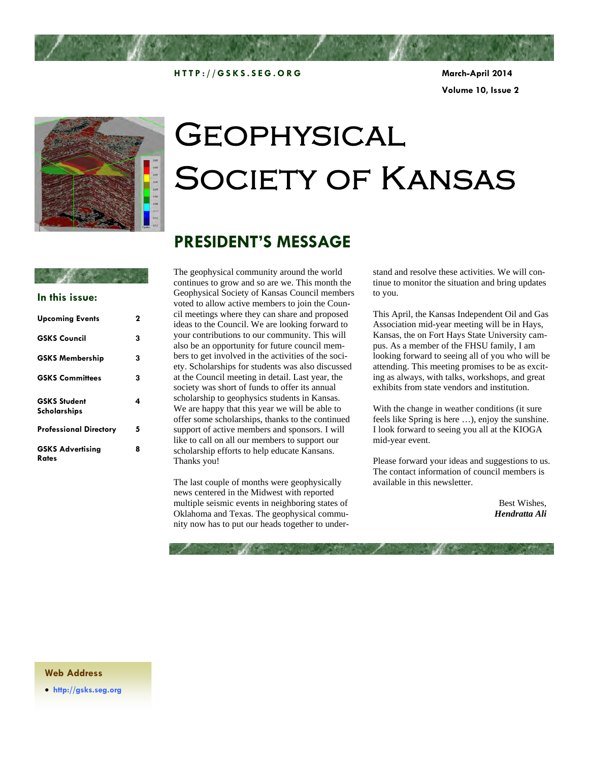HTTP://GSKS.SEG.ORG

March-April 2014

Volume 10, Issue 2

# Geophysical Society of Kansas

## President's Message

The geophysical community around the world continues to grow and so are we. This month the Geophysical Society of Kansas Council members voted to allow active members to join the Council meetings where they can share and proposed ideas to the Council. We are looking forward to your contributions to our community. This will also be an opportunity for future council members to get involved in the activities of the society. Scholarships for students was also discussed at the Council meeting in detail. Last year, the society was short of funds to offer its annual scholarship to geophysics students in Kansas. We are happy that this year we will be able to offer some scholarships, thanks to the continued support of active members and sponsors. I will like to call on all our members to support our scholarship efforts to help educate Kansans. Thanks you!

The last couple of months were geophysically news centered in the Midwest with reported multiple seismic events in neighboring states of Oklahoma and Texas. The geophysical community now has to put our heads together to understand and resolve these activities. We will continue to monitor the situation and bring updates to you.

This April, the Kansas Independent Oil and Gas Association mid-year meeting will be in Hays, Kansas, the on Fort Hays State University campus. As a member of the FHSU family, I am looking forward to seeing all of you who will be attending. This meeting promises to be as exciting as always, with talks, workshops, and great exhibits from state vendors and institution.

With the change in weather conditions (it sure feels like Spring is here …), enjoy the sunshine. I look forward to seeing you all at the KIOGA mid-year event.

Please forward your ideas and suggestions to us. The contact information of council members is available in this newsletter.

Best Wishes,
***Hendratta Ali***

### In this issue:

| | |
|---|---|
| **Upcoming Events** | **2** |
| **GSKS Council** | **3** |
| **GSKS Membership** | **3** |
| **GSKS Committees** | **3** |
| **GSKS Student Scholarships** | **4** |
| **Professional Directory** | **5** |
| **GSKS Advertising Rates** | **8** |

### Web Address

- **http://gsks.seg.org**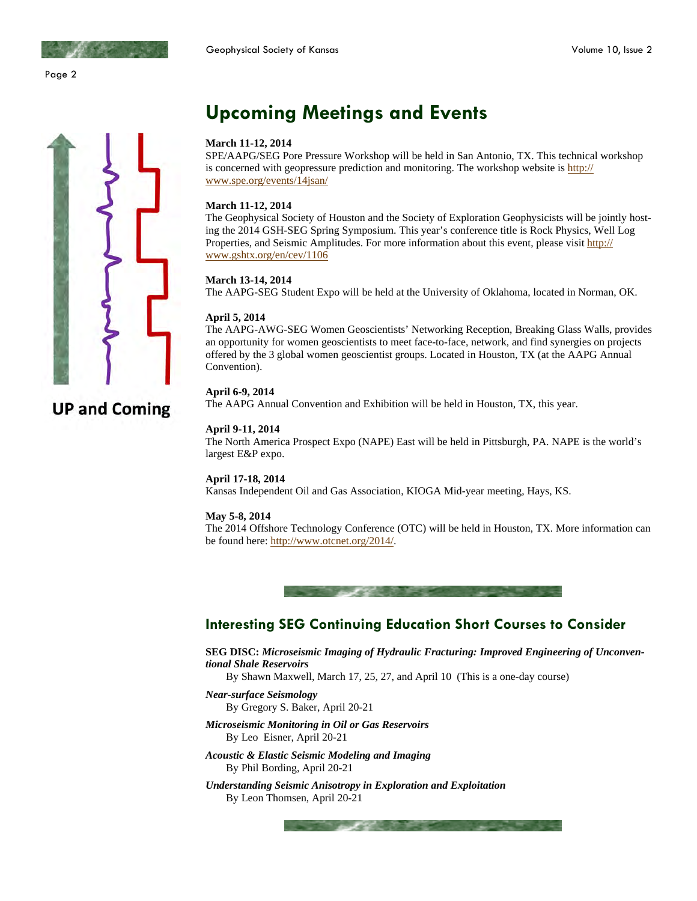UP and Coming

# Upcoming Meetings and Events

**March 11-12, 2014**
SPE/AAPG/SEG Pore Pressure Workshop will be held in San Antonio, TX. This technical workshop is concerned with geopressure prediction and monitoring. The workshop website is http://www.spe.org/events/14jsan/

**March 11-12, 2014**
The Geophysical Society of Houston and the Society of Exploration Geophysicists will be jointly hosting the 2014 GSH-SEG Spring Symposium. This year's conference title is Rock Physics, Well Log Properties, and Seismic Amplitudes. For more information about this event, please visit http://www.gshtx.org/en/cev/1106

**March 13-14, 2014**
The AAPG-SEG Student Expo will be held at the University of Oklahoma, located in Norman, OK.

**April 5, 2014**
The AAPG-AWG-SEG Women Geoscientists' Networking Reception, Breaking Glass Walls, provides an opportunity for women geoscientists to meet face-to-face, network, and find synergies on projects offered by the 3 global women geoscientist groups. Located in Houston, TX (at the AAPG Annual Convention).

**April 6-9, 2014**
The AAPG Annual Convention and Exhibition will be held in Houston, TX, this year.

**April 9-11, 2014**
The North America Prospect Expo (NAPE) East will be held in Pittsburgh, PA. NAPE is the world's largest E&P expo.

**April 17-18, 2014**
Kansas Independent Oil and Gas Association, KIOGA Mid-year meeting, Hays, KS.

**May 5-8, 2014**
The 2014 Offshore Technology Conference (OTC) will be held in Houston, TX. More information can be found here: http://www.otcnet.org/2014/.

## Interesting SEG Continuing Education Short Courses to Consider

**SEG DISC:** ***Microseismic Imaging of Hydraulic Fracturing: Improved Engineering of Unconventional Shale Reservoirs***
By Shawn Maxwell, March 17, 25, 27, and April 10 (This is a one-day course)

***Near-surface Seismology***
By Gregory S. Baker, April 20-21

***Microseismic Monitoring in Oil or Gas Reservoirs***
By Leo Eisner, April 20-21

***Acoustic & Elastic Seismic Modeling and Imaging***
By Phil Bording, April 20-21

***Understanding Seismic Anisotropy in Exploration and Exploitation***
By Leon Thomsen, April 20-21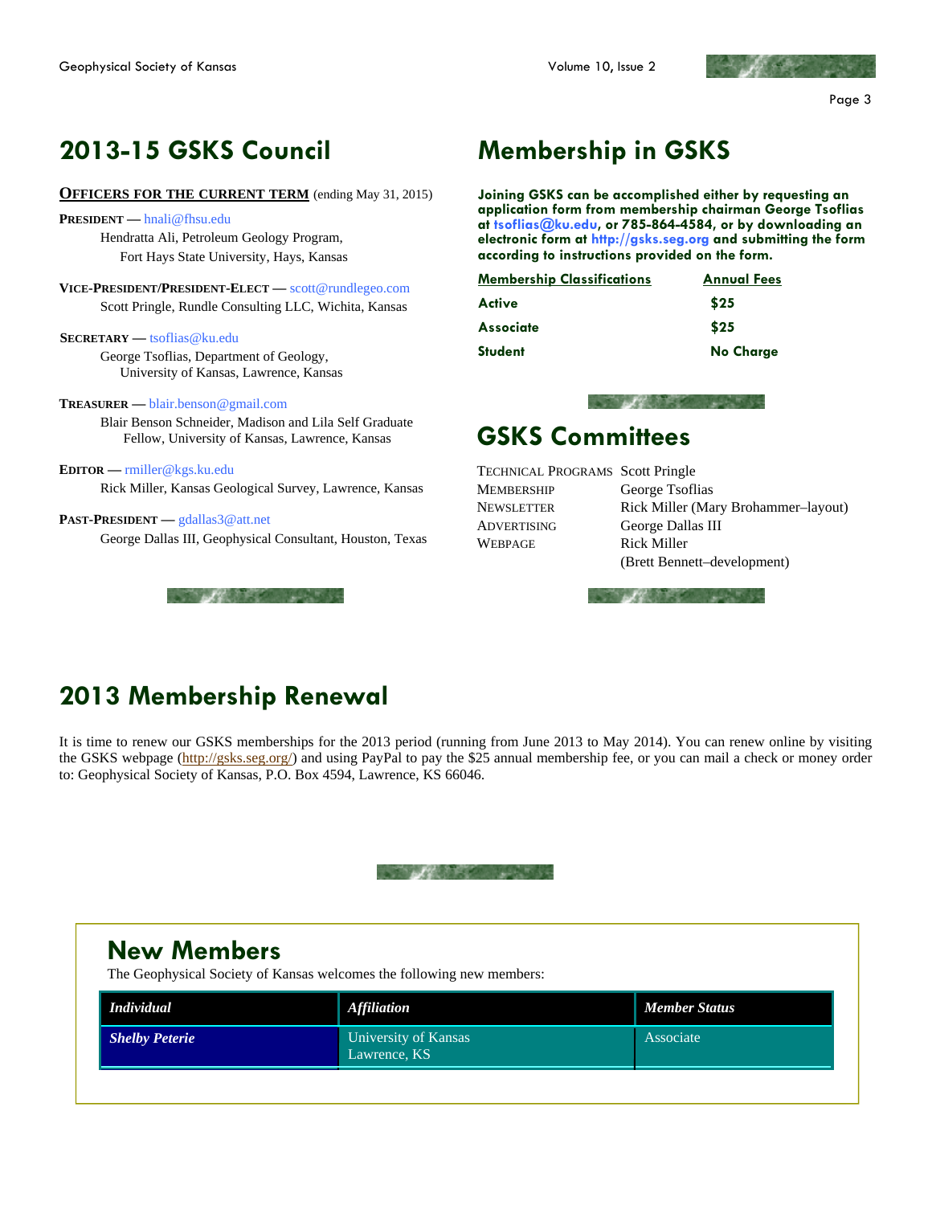## 2013-15 GSKS Council

**OFFICERS FOR THE CURRENT TERM** (ending May 31, 2015)

**PRESIDENT** — hnali@fhsu.edu
Hendratta Ali, Petroleum Geology Program, Fort Hays State University, Hays, Kansas

**VICE-PRESIDENT/PRESIDENT-ELECT** — scott@rundlegeo.com
Scott Pringle, Rundle Consulting LLC, Wichita, Kansas

**SECRETARY** — tsoflias@ku.edu
George Tsoflias, Department of Geology, University of Kansas, Lawrence, Kansas

**TREASURER** — blair.benson@gmail.com
Blair Benson Schneider, Madison and Lila Self Graduate Fellow, University of Kansas, Lawrence, Kansas

**EDITOR** — rmiller@kgs.ku.edu
Rick Miller, Kansas Geological Survey, Lawrence, Kansas

**PAST-PRESIDENT** — gdallas3@att.net
George Dallas III, Geophysical Consultant, Houston, Texas

## Membership in GSKS

**Joining GSKS can be accomplished either by requesting an application form from membership chairman George Tsoflias at tsoflias@ku.edu, or 785-864-4584, or by downloading an electronic form at http://gsks.seg.org and submitting the form according to instructions provided on the form.**

| Membership Classifications | Annual Fees |
|---|---|
| Active | $25 |
| Associate | $25 |
| Student | No Charge |

## GSKS Committees

| | |
|---|---|
| TECHNICAL PROGRAMS | Scott Pringle |
| MEMBERSHIP | George Tsoflias |
| NEWSLETTER | Rick Miller (Mary Brohammer–layout) |
| ADVERTISING | George Dallas III |
| WEBPAGE | Rick Miller (Brett Bennett–development) |

## 2013 Membership Renewal

It is time to renew our GSKS memberships for the 2013 period (running from June 2013 to May 2014). You can renew online by visiting the GSKS webpage (http://gsks.seg.org/) and using PayPal to pay the $25 annual membership fee, or you can mail a check or money order to: Geophysical Society of Kansas, P.O. Box 4594, Lawrence, KS 66046.

## New Members

The Geophysical Society of Kansas welcomes the following new members:

| *Individual* | *Affiliation* | *Member Status* |
|---|---|---|
| ***Shelby Peterie*** | University of Kansas Lawrence, KS | Associate |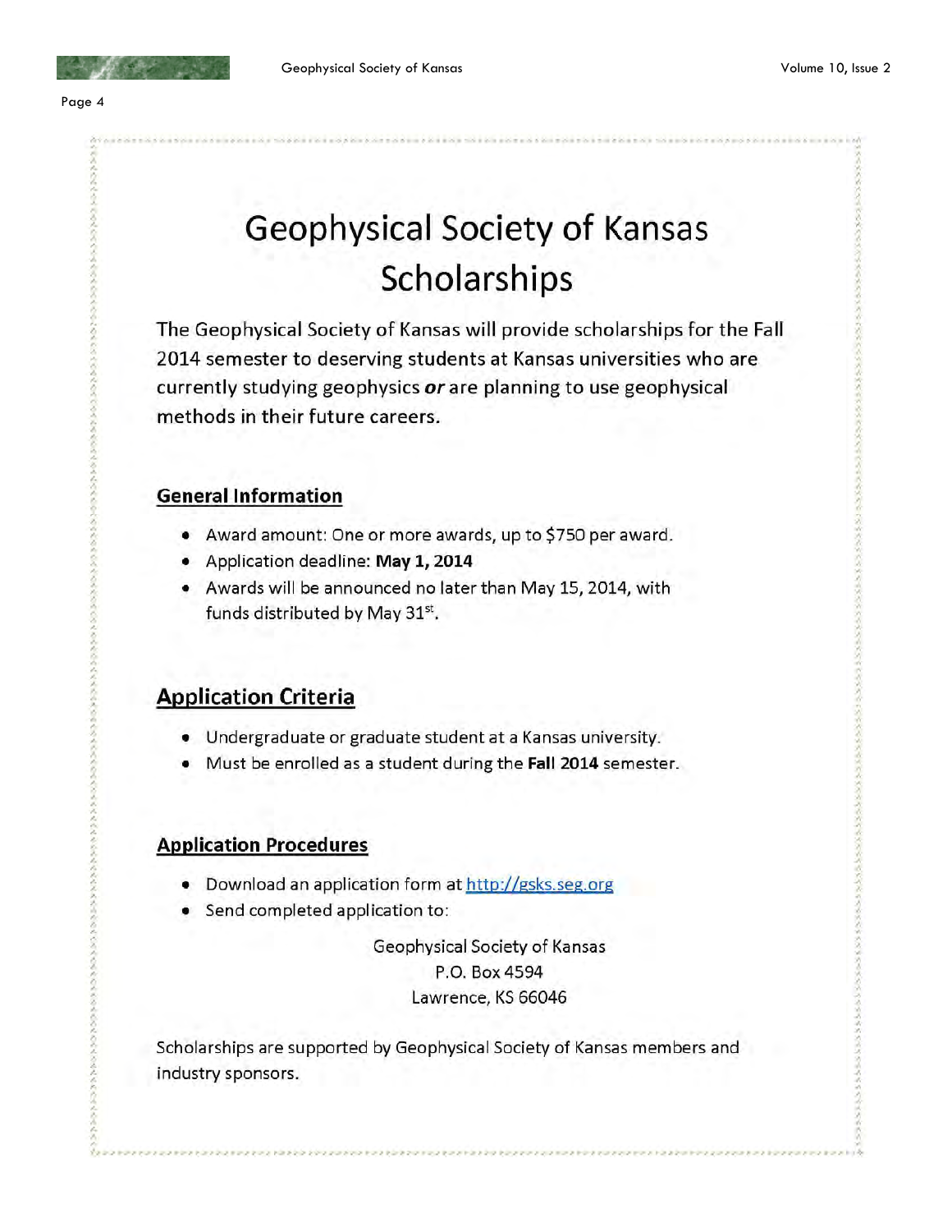# Geophysical Society of Kansas Scholarships

The Geophysical Society of Kansas will provide scholarships for the Fall 2014 semester to deserving students at Kansas universities who are currently studying geophysics ***or*** are planning to use geophysical methods in their future careers.

## General Information

- Award amount: One or more awards, up to $750 per award.
- Application deadline: **May 1, 2014**
- Awards will be announced no later than May 15, 2014, with funds distributed by May 31st.

## Application Criteria

- Undergraduate or graduate student at a Kansas university.
- Must be enrolled as a student during the **Fall 2014** semester.

## Application Procedures

- Download an application form at http://gsks.seg.org
- Send completed application to:

Geophysical Society of Kansas
P.O. Box 4594
Lawrence, KS 66046

Scholarships are supported by Geophysical Society of Kansas members and industry sponsors.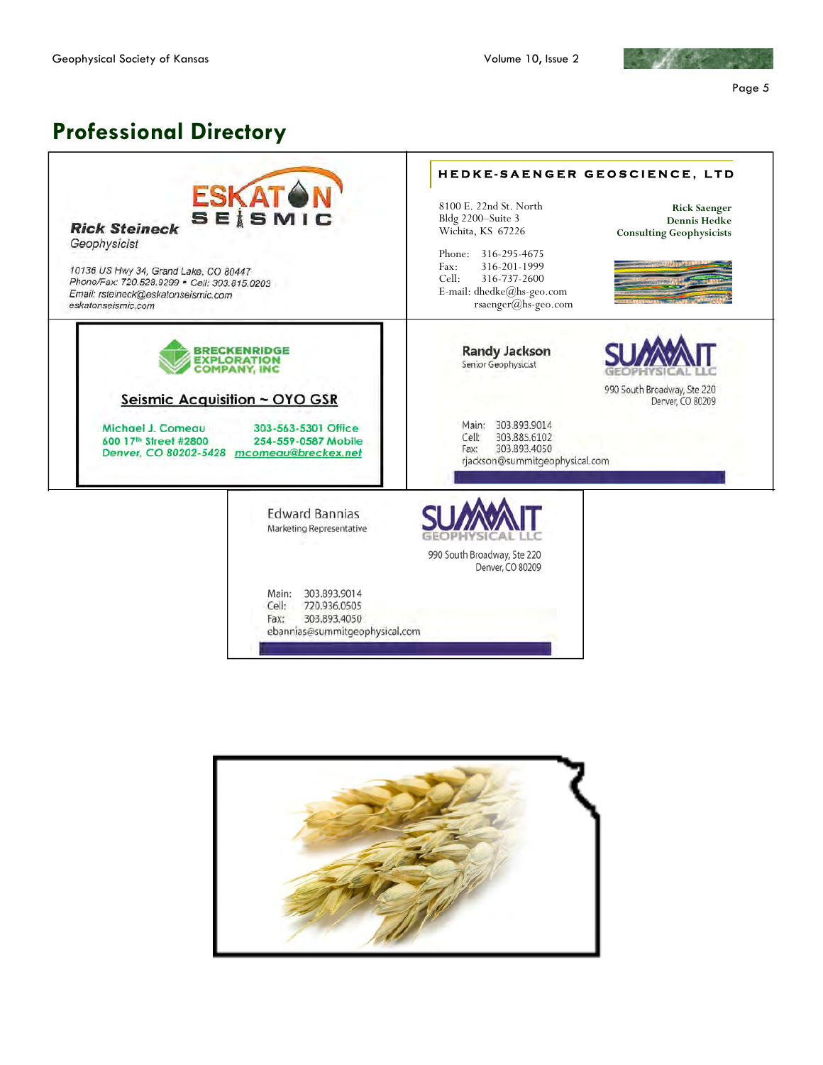# Professional Directory

**ESKATON SEISMIC**

**Rick Steineck**
*Geophysicist*

10136 US Hwy 34, Grand Lake, CO 80447
Phone/Fax: 720.528.9299 • Cell: 303.815.0203
Email: rsteineck@eskatonseismic.com
eskatonseismic.com

---

**HEDKE-SAENGER GEOSCIENCE, LTD**

8100 E. 22nd St. North
Bldg 2200–Suite 3
Wichita, KS 67226

Phone: 316-295-4675
Fax: 316-201-1999
Cell: 316-737-2600
E-mail: dhedke@hs-geo.com
rsaenger@hs-geo.com

**Rick Saenger**
**Dennis Hedke**
**Consulting Geophysicists**

---

**BRECKENRIDGE EXPLORATION COMPANY, INC**

**Seismic Acquisition ~ OYO GSR**

Michael J. Comeau
600 17th Street #2800
Denver, CO 80202-5428

303-563-5301 Office
254-559-0587 Mobile
mcomeau@breckex.net

---

**Randy Jackson**
Senior Geophysicist

**SUMMIT GEOPHYSICAL LLC**
990 South Broadway, Ste 220
Denver, CO 80209

Main: 303.893.9014
Cell: 303.885.6102
Fax: 303.893.4050
rjackson@summitgeophysical.com

---

**Edward Bannias**
Marketing Representative

**SUMMIT GEOPHYSICAL LLC**
990 South Broadway, Ste 220
Denver, CO 80209

Main: 303.893.9014
Cell: 720.936.0505
Fax: 303.893.4050
ebannias@summitgeophysical.com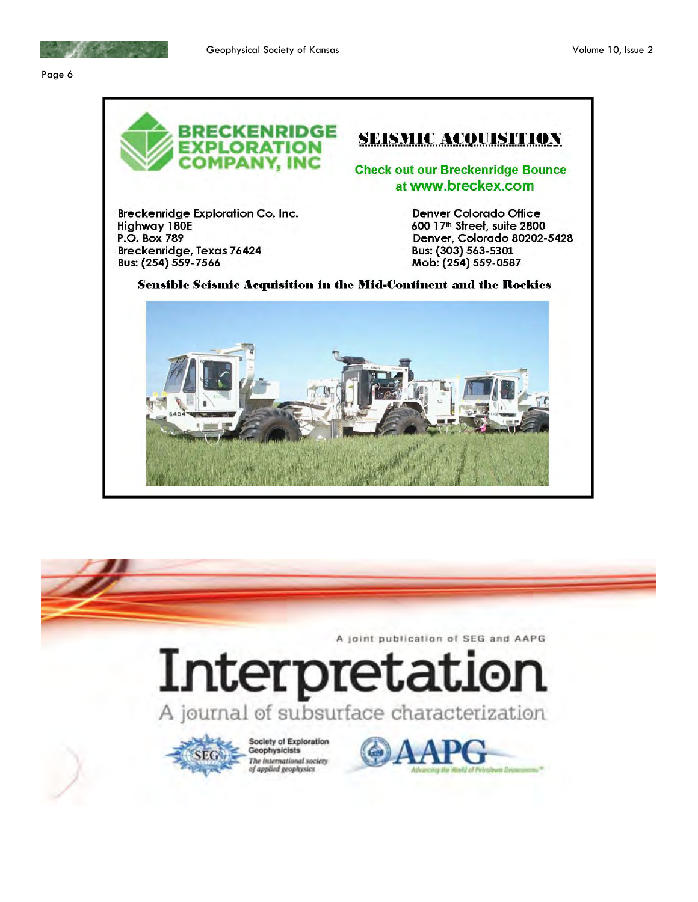**BRECKENRIDGE EXPLORATION COMPANY, INC**

## SEISMIC ACQUISITION

Check out our Breckenridge Bounce at www.breckex.com

Breckenridge Exploration Co. Inc.
Highway 180E
P.O. Box 789
Breckenridge, Texas 76424
Bus: (254) 559-7566

Denver Colorado Office
600 17th Street, suite 2800
Denver, Colorado 80202-5428
Bus: (303) 563-5301
Mob: (254) 559-0587

**Sensible Seismic Acquisition in the Mid-Continent and the Rockies**

A joint publication of SEG and AAPG

# Interpretation

A journal of subsurface characterization

Society of Exploration Geophysicists
*The international society of applied geophysics*

AAPG
*Advancing the World of Petroleum Geosciences™*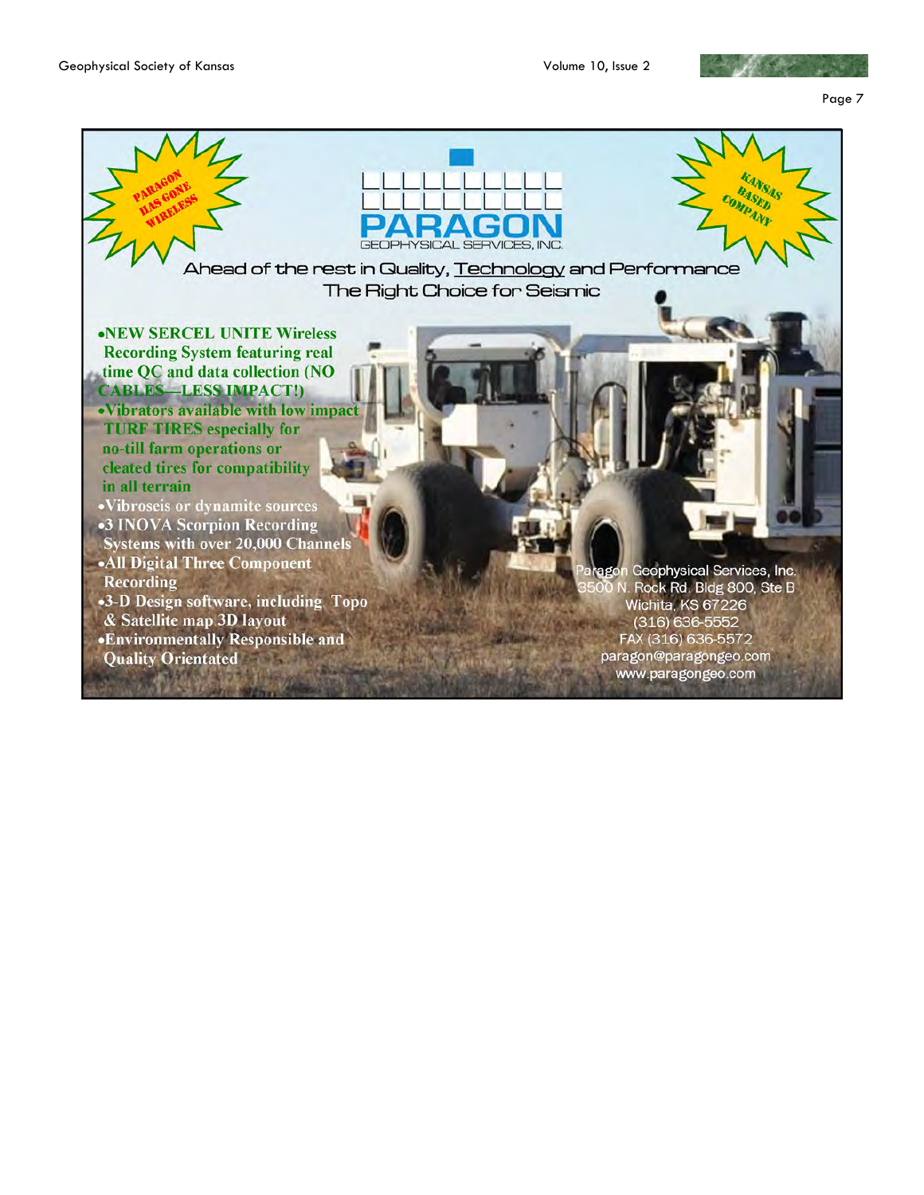PARAGON HAS GONE WIRELESS

# PARAGON

GEOPHYSICAL SERVICES, INC.

KANSAS BASED COMPANY

Ahead of the rest in Quality, Technology and Performance
The Right Choice for Seismic

- **NEW SERCEL UNITE Wireless Recording System featuring real time QC and data collection (NO CABLES—LESS IMPACT!)**
- **Vibrators available with low impact TURF TIRES especially for no-till farm operations or cleated tires for compatibility in all terrain**
- **Vibroseis or dynamite sources**
- **3 INOVA Scorpion Recording Systems with over 20,000 Channels**
- **All Digital Three Component Recording**
- **3-D Design software, including Topo & Satellite map 3D layout**
- **Environmentally Responsible and Quality Orientated**

Paragon Geophysical Services, Inc.
3500 N. Rock Rd. Bldg 800, Ste B
Wichita, KS 67226
(316) 636-5552
FAX (316) 636-5572
paragon@paragongeo.com
www.paragongeo.com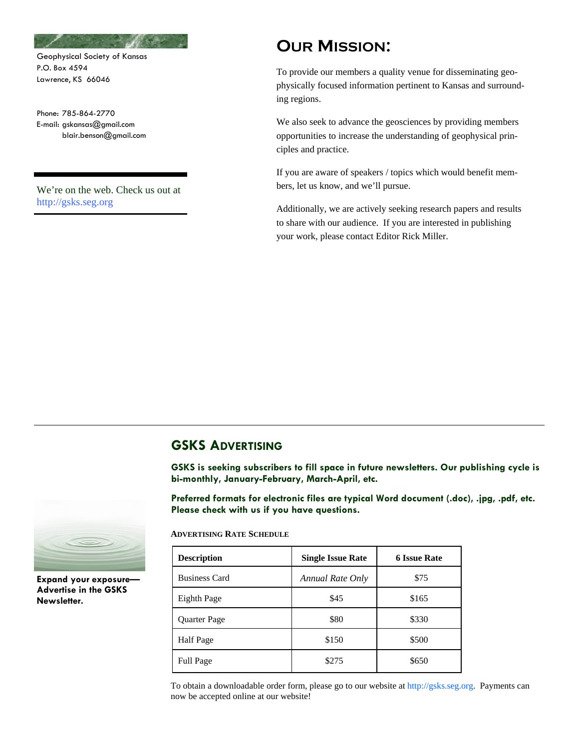Geophysical Society of Kansas
P.O. Box 4594
Lawrence, KS 66046

Phone: 785-864-2770
E-mail: gskansas@gmail.com
blair.benson@gmail.com

We're on the web. Check us out at http://gsks.seg.org

# Our Mission:

To provide our members a quality venue for disseminating geophysically focused information pertinent to Kansas and surrounding regions.

We also seek to advance the geosciences by providing members opportunities to increase the understanding of geophysical principles and practice.

If you are aware of speakers / topics which would benefit members, let us know, and we'll pursue.

Additionally, we are actively seeking research papers and results to share with our audience. If you are interested in publishing your work, please contact Editor Rick Miller.

**Expand your exposure—Advertise in the GSKS Newsletter.**

## GSKS Advertising

**GSKS is seeking subscribers to fill space in future newsletters. Our publishing cycle is bi-monthly, January-February, March-April, etc.**

**Preferred formats for electronic files are typical Word document (.doc), .jpg, .pdf, etc. Please check with us if you have questions.**

**Advertising Rate Schedule**

| Description | Single Issue Rate | 6 Issue Rate |
|---|---|---|
| Business Card | *Annual Rate Only* | $75 |
| Eighth Page | $45 | $165 |
| Quarter Page | $80 | $330 |
| Half Page | $150 | $500 |
| Full Page | $275 | $650 |

To obtain a downloadable order form, please go to our website at http://gsks.seg.org. Payments can now be accepted online at our website!